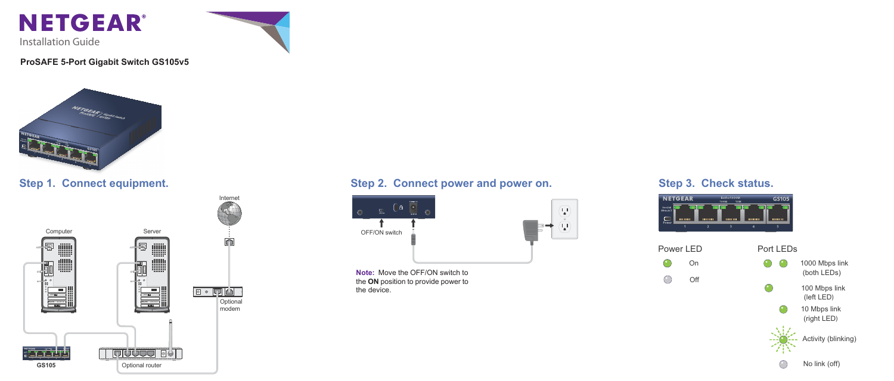# NETGEAR®

Installation Guide

**ProSAFE 5-Port Gigabit Switch GS105v5**

## Step 1. Connect equipment.

Internet

Computer

Server

Optional modem

GS105

Optional router

## Step 2. Connect power and power on.

OFF/ON switch

**Note:** Move the OFF/ON switch to the **ON** position to provide power to the device.

## Step 3. Check status.

**Power LED**

- On
- Off

**Port LEDs**

- 1000 Mbps link (both LEDs)
- 100 Mbps link (left LED)
- 10 Mbps link (right LED)
- Activity (blinking)
- No link (off)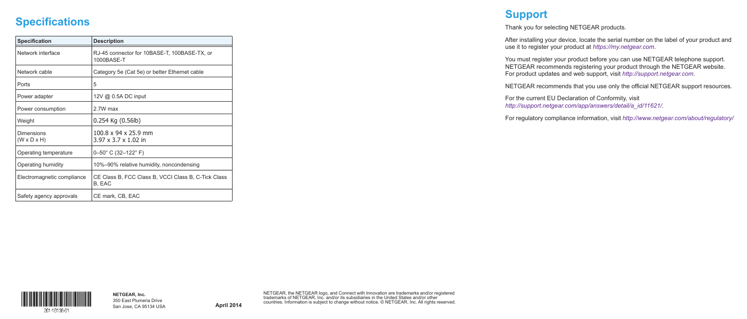## Specifications

| Specification | Description |
| --- | --- |
| Network interface | RJ-45 connector for 10BASE-T, 100BASE-TX, or 1000BASE-T |
| Network cable | Category 5e (Cat 5e) or better Ethernet cable |
| Ports | 5 |
| Power adapter | 12V @ 0.5A DC input |
| Power consumption | 2.7W max |
| Weight | 0.254 Kg (0.56lb) |
| Dimensions (W x D x H) | 100.8 x 94 x 25.9 mm<br>3.97 x 3.7 x 1.02 in |
| Operating temperature | 0–50° C (32–122° F) |
| Operating humidity | 10%–90% relative humidity, noncondensing |
| Electromagnetic compliance | CE Class B, FCC Class B, VCCI Class B, C-Tick Class B, EAC |
| Safety agency approvals | CE mark, CB, EAC |

## Support

Thank you for selecting NETGEAR products.

After installing your device, locate the serial number on the label of your product and use it to register your product at *https://my.netgear.com*.

You must register your product before you can use NETGEAR telephone support. NETGEAR recommends registering your product through the NETGEAR website. For product updates and web support, visit *http://support.netgear.com*.

NETGEAR recommends that you use only the official NETGEAR support resources.

For the current EU Declaration of Conformity, visit *http://support.netgear.com/app/answers/detail/a_id/11621/*.

For regulatory compliance information, visit *http://www.netgear.com/about/regulatory/*

201-18136-01

**NETGEAR, Inc.**
350 East Plumeria Drive
San Jose, CA 95134 USA

**April 2014**

NETGEAR, the NETGEAR logo, and Connect with Innovation are trademarks and/or registered trademarks of NETGEAR, Inc. and/or its subsidiaries in the United States and/or other countries. Information is subject to change without notice. © NETGEAR, Inc. All rights reserved.